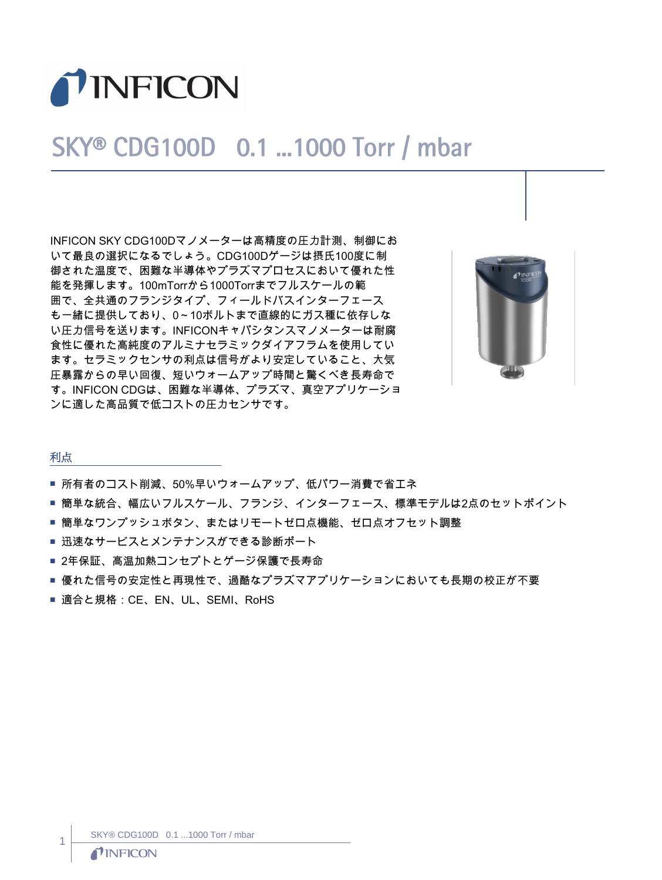# SKY® CDG100D 0.1 ...1000 Torr / mbar

INFICON SKY CDG100Dマノメーターは高精度の圧力計測、制御において最良の選択になるでしょう。CDG100Dゲージは摂氏100度に制御された温度で、困難な半導体やプラズマプロセスにおいて優れた性能を発揮します。100mTorrから1000Torrまでフルスケールの範囲で、全共通のフランジタイプ、フィールドバスインターフェースも一緒に提供しており、0～10ボルトまで直線的にガス種に依存しない圧力信号を送ります。INFICONキャパシタンスマノメーターは耐腐食性に優れた高純度のアルミナセラミックダイアフラムを使用しています。セラミックセンサの利点は信号がより安定していること、大気圧暴露からの早い回復、短いウォームアップ時間と驚くべき長寿命です。INFICON CDGは、困難な半導体、プラズマ、真空アプリケーションに適した高品質で低コストの圧力センサです。

## 利点

- 所有者のコスト削減、50%早いウォームアップ、低パワー消費で省エネ
- 簡単な統合、幅広いフルスケール、フランジ、インターフェース、標準モデルは2点のセットポイント
- 簡単なワンプッシュボタン、またはリモートゼロ点機能、ゼロ点オフセット調整
- 迅速なサービスとメンテナンスができる診断ポート
- 2年保証、高温加熱コンセプトとゲージ保護で長寿命
- 優れた信号の安定性と再現性で、過酷なプラズマアプリケーションにおいても長期の校正が不要
- 適合と規格：CE、EN、UL、SEMI、RoHS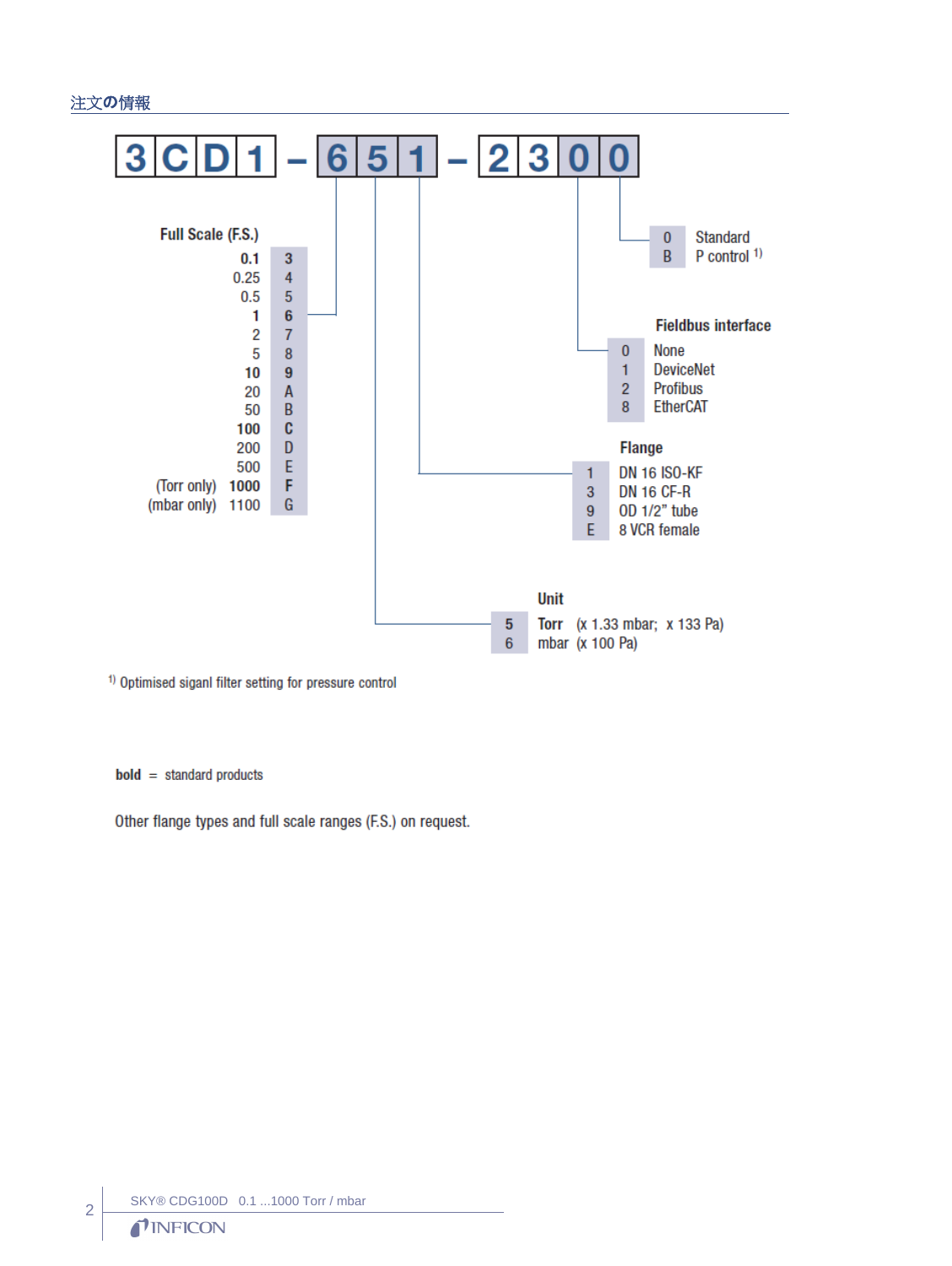## 注文の情報

**3CD1 – 651 – 2300**

**Full Scale (F.S.)**

| F.S. | Code |
|---|---|
| **0.1** | **3** |
| 0.25 | 4 |
| 0.5 | 5 |
| **1** | **6** |
| 2 | 7 |
| 5 | 8 |
| **10** | **9** |
| 20 | A |
| 50 | B |
| **100** | **C** |
| 200 | D |
| 500 | E |
| (Torr only) **1000** | **F** |
| (mbar only) 1100 | G |

**Unit**

| Code | Unit |
|---|---|
| 5 | **Torr** (x 1.33 mbar; x 133 Pa) |
| 6 | mbar (x 100 Pa) |

**Flange**

| Code | Flange |
|---|---|
| 1 | DN 16 ISO-KF |
| 3 | DN 16 CF-R |
| 9 | OD 1/2" tube |
| E | 8 VCR female |

**Fieldbus interface**

| Code | Interface |
|---|---|
| 0 | None |
| 1 | DeviceNet |
| 2 | Profibus |
| 8 | EtherCAT |

| Code | Option |
|---|---|
| 0 | Standard |
| B | P control [1] |

[1] Optimised siganl filter setting for pressure control

**bold** = standard products

Other flange types and full scale ranges (F.S.) on request.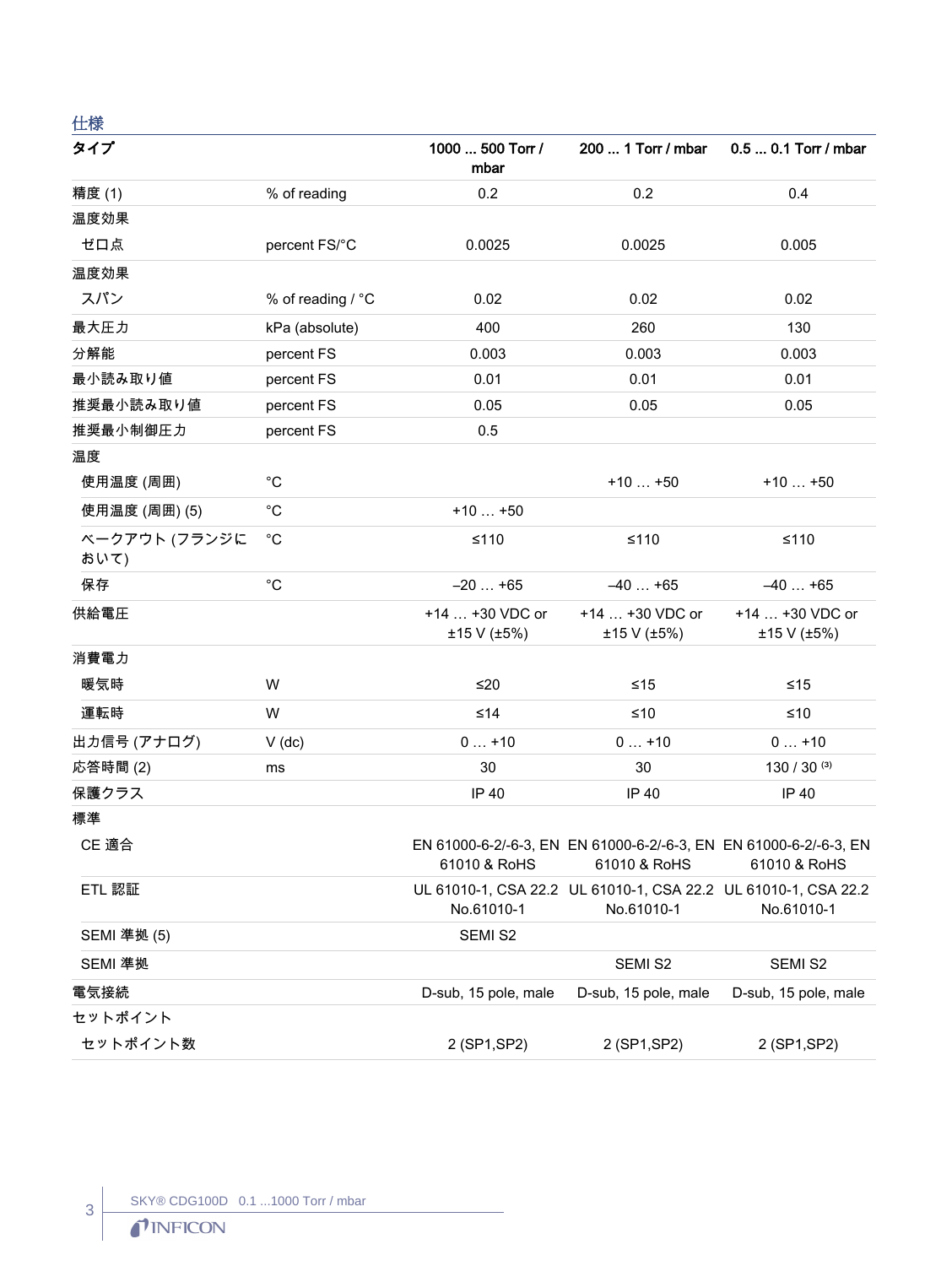## 仕様

| タイプ | | 1000 ... 500 Torr / mbar | 200 ... 1 Torr / mbar | 0.5 ... 0.1 Torr / mbar |
|---|---|---|---|---|
| 精度 (1) | % of reading | 0.2 | 0.2 | 0.4 |
| 温度効果 | | | | |
| ゼロ点 | percent FS/°C | 0.0025 | 0.0025 | 0.005 |
| 温度効果 | | | | |
| スパン | % of reading / °C | 0.02 | 0.02 | 0.02 |
| 最大圧力 | kPa (absolute) | 400 | 260 | 130 |
| 分解能 | percent FS | 0.003 | 0.003 | 0.003 |
| 最小読み取り値 | percent FS | 0.01 | 0.01 | 0.01 |
| 推奨最小読み取り値 | percent FS | 0.05 | 0.05 | 0.05 |
| 推奨最小制御圧力 | percent FS | 0.5 | | |
| 温度 | | | | |
| 使用温度 (周囲) | °C | | +10 … +50 | +10 … +50 |
| 使用温度 (周囲) (5) | °C | +10 … +50 | | |
| ベークアウト (フランジにおいて) | °C | ≤110 | ≤110 | ≤110 |
| 保存 | °C | –20 … +65 | –40 … +65 | –40 … +65 |
| 供給電圧 | | +14 … +30 VDC or ±15 V (±5%) | +14 … +30 VDC or ±15 V (±5%) | +14 … +30 VDC or ±15 V (±5%) |
| 消費電力 | | | | |
| 暖気時 | W | ≤20 | ≤15 | ≤15 |
| 運転時 | W | ≤14 | ≤10 | ≤10 |
| 出力信号 (アナログ) | V (dc) | 0 … +10 | 0 … +10 | 0 … +10 |
| 応答時間 (2) | ms | 30 | 30 | 130 / 30 (3) |
| 保護クラス | | IP 40 | IP 40 | IP 40 |
| 標準 | | | | |
| CE 適合 | | EN 61000-6-2/-6-3, EN 61010 & RoHS | EN 61000-6-2/-6-3, EN 61010 & RoHS | EN 61000-6-2/-6-3, EN 61010 & RoHS |
| ETL 認証 | | UL 61010-1, CSA 22.2 No.61010-1 | UL 61010-1, CSA 22.2 No.61010-1 | UL 61010-1, CSA 22.2 No.61010-1 |
| SEMI 準拠 (5) | | SEMI S2 | | |
| SEMI 準拠 | | | SEMI S2 | SEMI S2 |
| 電気接続 | | D-sub, 15 pole, male | D-sub, 15 pole, male | D-sub, 15 pole, male |
| セットポイント | | | | |
| セットポイント数 | | 2 (SP1,SP2) | 2 (SP1,SP2) | 2 (SP1,SP2) |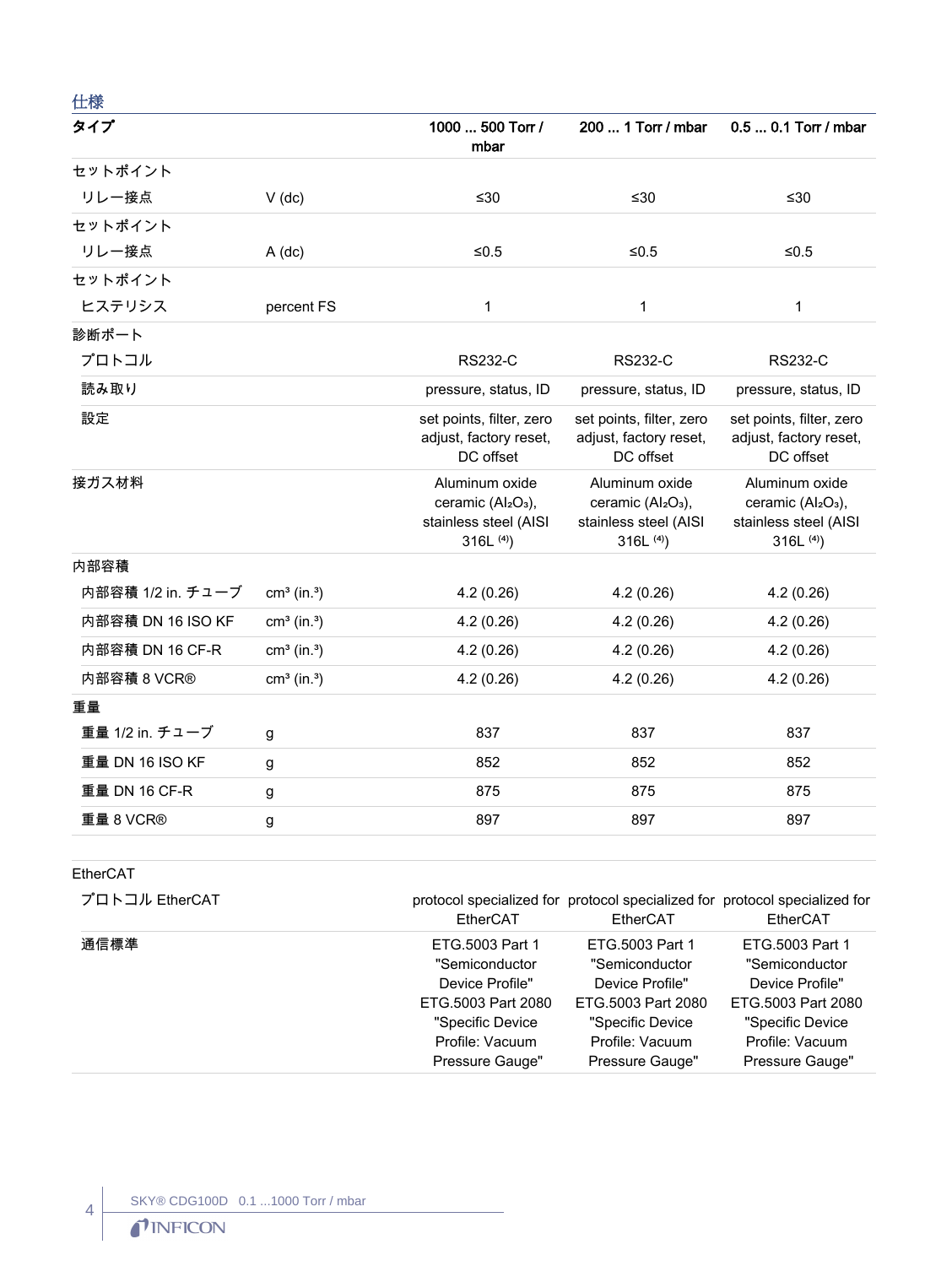## 仕様

| タイプ | | 1000 ... 500 Torr / mbar | 200 ... 1 Torr / mbar | 0.5 ... 0.1 Torr / mbar |
|---|---|---|---|---|
| セットポイント | | | | |
| リレー接点 | V (dc) | ≤30 | ≤30 | ≤30 |
| セットポイント | | | | |
| リレー接点 | A (dc) | ≤0.5 | ≤0.5 | ≤0.5 |
| セットポイント | | | | |
| ヒステリシス | percent FS | 1 | 1 | 1 |
| 診断ポート | | | | |
| プロトコル | | RS232-C | RS232-C | RS232-C |
| 読み取り | | pressure, status, ID | pressure, status, ID | pressure, status, ID |
| 設定 | | set points, filter, zero adjust, factory reset, DC offset | set points, filter, zero adjust, factory reset, DC offset | set points, filter, zero adjust, factory reset, DC offset |
| 接ガス材料 | | Aluminum oxide ceramic ($Al_2O_3$), stainless steel (AISI 316L [4]) | Aluminum oxide ceramic ($Al_2O_3$), stainless steel (AISI 316L [4]) | Aluminum oxide ceramic ($Al_2O_3$), stainless steel (AISI 316L [4]) |
| 内部容積 | | | | |
| 内部容積 1/2 in. チューブ | $cm^3$ ($in.^3$) | 4.2 (0.26) | 4.2 (0.26) | 4.2 (0.26) |
| 内部容積 DN 16 ISO KF | $cm^3$ ($in.^3$) | 4.2 (0.26) | 4.2 (0.26) | 4.2 (0.26) |
| 内部容積 DN 16 CF-R | $cm^3$ ($in.^3$) | 4.2 (0.26) | 4.2 (0.26) | 4.2 (0.26) |
| 内部容積 8 VCR® | $cm^3$ ($in.^3$) | 4.2 (0.26) | 4.2 (0.26) | 4.2 (0.26) |
| 重量 | | | | |
| 重量 1/2 in. チューブ | g | 837 | 837 | 837 |
| 重量 DN 16 ISO KF | g | 852 | 852 | 852 |
| 重量 DN 16 CF-R | g | 875 | 875 | 875 |
| 重量 8 VCR® | g | 897 | 897 | 897 |

| | | | | |
|---|---|---|---|---|
| EtherCAT | | | | |
| プロトコル EtherCAT | | protocol specialized for EtherCAT | protocol specialized for EtherCAT | protocol specialized for EtherCAT |
| 通信標準 | | ETG.5003 Part 1 "Semiconductor Device Profile" ETG.5003 Part 2080 "Specific Device Profile: Vacuum Pressure Gauge" | ETG.5003 Part 1 "Semiconductor Device Profile" ETG.5003 Part 2080 "Specific Device Profile: Vacuum Pressure Gauge" | ETG.5003 Part 1 "Semiconductor Device Profile" ETG.5003 Part 2080 "Specific Device Profile: Vacuum Pressure Gauge" |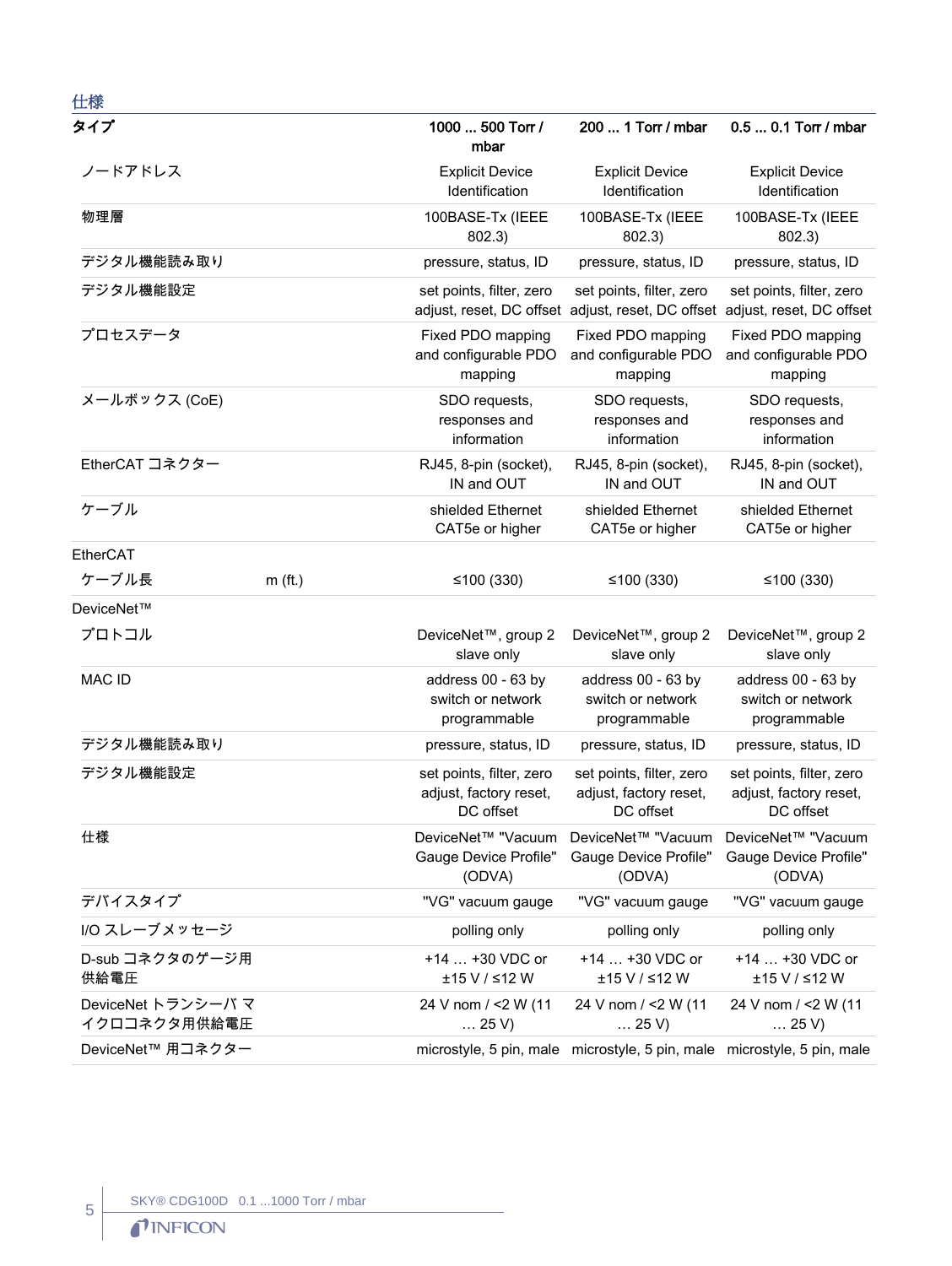## 仕様

| タイプ | | 1000 ... 500 Torr / mbar | 200 ... 1 Torr / mbar | 0.5 ... 0.1 Torr / mbar |
|---|---|---|---|---|
| ノードアドレス | | Explicit Device Identification | Explicit Device Identification | Explicit Device Identification |
| 物理層 | | 100BASE-Tx (IEEE 802.3) | 100BASE-Tx (IEEE 802.3) | 100BASE-Tx (IEEE 802.3) |
| デジタル機能読み取り | | pressure, status, ID | pressure, status, ID | pressure, status, ID |
| デジタル機能設定 | | set points, filter, zero adjust, reset, DC offset | set points, filter, zero adjust, reset, DC offset | set points, filter, zero adjust, reset, DC offset |
| プロセスデータ | | Fixed PDO mapping and configurable PDO mapping | Fixed PDO mapping and configurable PDO mapping | Fixed PDO mapping and configurable PDO mapping |
| メールボックス (CoE) | | SDO requests, responses and information | SDO requests, responses and information | SDO requests, responses and information |
| EtherCAT コネクター | | RJ45, 8-pin (socket), IN and OUT | RJ45, 8-pin (socket), IN and OUT | RJ45, 8-pin (socket), IN and OUT |
| ケーブル | | shielded Ethernet CAT5e or higher | shielded Ethernet CAT5e or higher | shielded Ethernet CAT5e or higher |
| EtherCAT | | | | |
| ケーブル長 | m (ft.) | ≤100 (330) | ≤100 (330) | ≤100 (330) |
| DeviceNet™ | | | | |
| プロトコル | | DeviceNet™, group 2 slave only | DeviceNet™, group 2 slave only | DeviceNet™, group 2 slave only |
| MAC ID | | address 00 - 63 by switch or network programmable | address 00 - 63 by switch or network programmable | address 00 - 63 by switch or network programmable |
| デジタル機能読み取り | | pressure, status, ID | pressure, status, ID | pressure, status, ID |
| デジタル機能設定 | | set points, filter, zero adjust, factory reset, DC offset | set points, filter, zero adjust, factory reset, DC offset | set points, filter, zero adjust, factory reset, DC offset |
| 仕様 | | DeviceNet™ "Vacuum Gauge Device Profile" (ODVA) | DeviceNet™ "Vacuum Gauge Device Profile" (ODVA) | DeviceNet™ "Vacuum Gauge Device Profile" (ODVA) |
| デバイスタイプ | | "VG" vacuum gauge | "VG" vacuum gauge | "VG" vacuum gauge |
| I/O スレーブメッセージ | | polling only | polling only | polling only |
| D-sub コネクタのゲージ用供給電圧 | | +14 … +30 VDC or ±15 V / ≤12 W | +14 … +30 VDC or ±15 V / ≤12 W | +14 … +30 VDC or ±15 V / ≤12 W |
| DeviceNet トランシーバ マイクロコネクタ用供給電圧 | | 24 V nom / <2 W (11 … 25 V) | 24 V nom / <2 W (11 … 25 V) | 24 V nom / <2 W (11 … 25 V) |
| DeviceNet™ 用コネクター | | microstyle, 5 pin, male | microstyle, 5 pin, male | microstyle, 5 pin, male |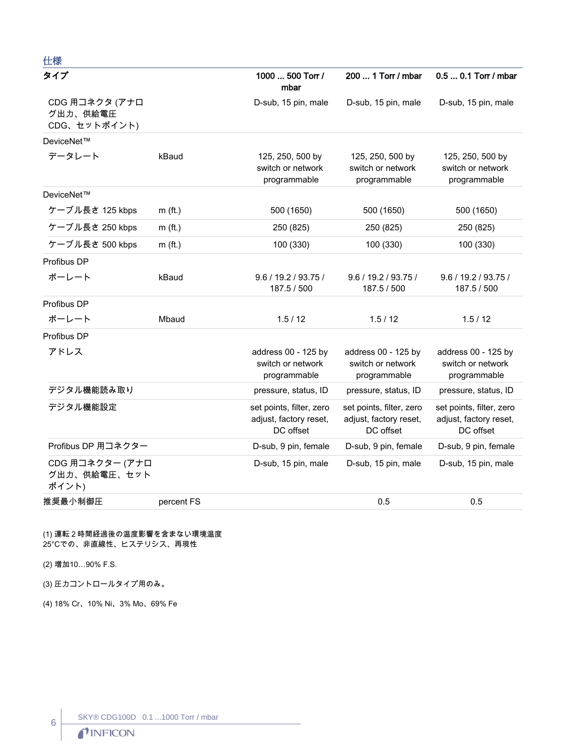## 仕様

| タイプ | | 1000 ... 500 Torr / mbar | 200 ... 1 Torr / mbar | 0.5 ... 0.1 Torr / mbar |
|---|---|---|---|---|
| CDG 用コネクタ (アナログ出力、供給電圧 CDG、セットポイント) | | D-sub, 15 pin, male | D-sub, 15 pin, male | D-sub, 15 pin, male |
| DeviceNet™ | | | | |
| データレート | kBaud | 125, 250, 500 by switch or network programmable | 125, 250, 500 by switch or network programmable | 125, 250, 500 by switch or network programmable |
| DeviceNet™ | | | | |
| ケーブル長さ 125 kbps | m (ft.) | 500 (1650) | 500 (1650) | 500 (1650) |
| ケーブル長さ 250 kbps | m (ft.) | 250 (825) | 250 (825) | 250 (825) |
| ケーブル長さ 500 kbps | m (ft.) | 100 (330) | 100 (330) | 100 (330) |
| Profibus DP | | | | |
| ボーレート | kBaud | 9.6 / 19.2 / 93.75 / 187.5 / 500 | 9.6 / 19.2 / 93.75 / 187.5 / 500 | 9.6 / 19.2 / 93.75 / 187.5 / 500 |
| Profibus DP | | | | |
| ボーレート | Mbaud | 1.5 / 12 | 1.5 / 12 | 1.5 / 12 |
| Profibus DP | | | | |
| アドレス | | address 00 - 125 by switch or network programmable | address 00 - 125 by switch or network programmable | address 00 - 125 by switch or network programmable |
| デジタル機能読み取り | | pressure, status, ID | pressure, status, ID | pressure, status, ID |
| デジタル機能設定 | | set points, filter, zero adjust, factory reset, DC offset | set points, filter, zero adjust, factory reset, DC offset | set points, filter, zero adjust, factory reset, DC offset |
| Profibus DP 用コネクター | | D-sub, 9 pin, female | D-sub, 9 pin, female | D-sub, 9 pin, female |
| CDG 用コネクター (アナログ出力、供給電圧、セットポイント) | | D-sub, 15 pin, male | D-sub, 15 pin, male | D-sub, 15 pin, male |
| 推奨最小制御圧 | percent FS | | 0.5 | 0.5 |

(1) 運転 2 時間経過後の温度影響を含まない環境温度 25°Cでの、非直線性、ヒステリシス、再現性

(2) 増加10…90% F.S.

(3) 圧力コントロールタイプ用のみ。

(4) 18% Cr、10% Ni、3% Mo、69% Fe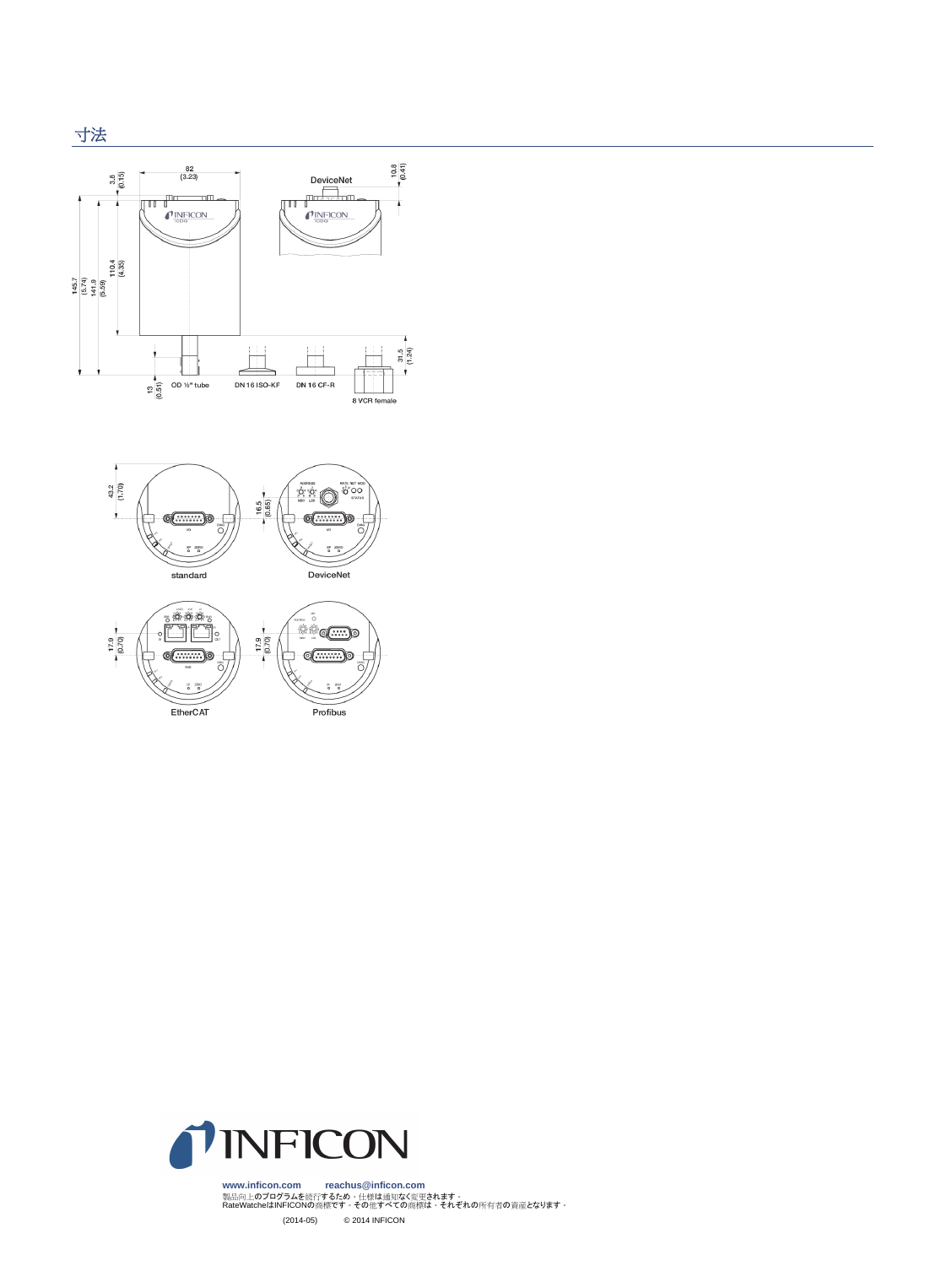## 寸法

82
(3.23)

3.8
(0.15)

10.8
(0.41)

DeviceNet

145.7
(5.74)

141.9
(5.59)

110.4
(4.35)

31.5
(1.24)

13
(0.51)

OD ½" tube

DN 16 ISO-KF

DN 16 CF-R

8 VCR female

43.2
(1.70)

16.5
(0.65)

standard

DeviceNet

17.9
(0.70)

17.9
(0.70)

EtherCAT

Profibus

INFICON

**www.inficon.com** **reachus@inficon.com**

製品向上のプログラムを続行するため、仕様は通知なく変更されます。
RateWatcheはINFICONの商標です。その他すべての商標は、それぞれの所有者の資産となります。

(2014-05) © 2014 INFICON